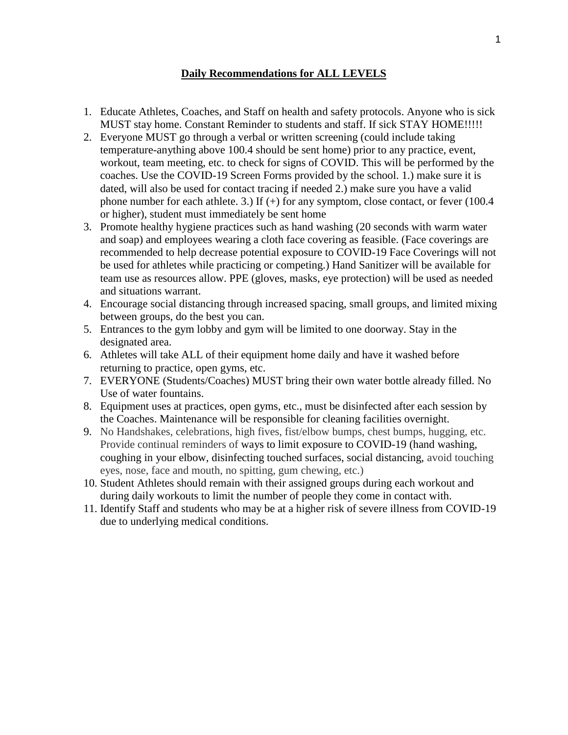# Daily Recommendations for ALL LEVELS

1. Educate Athletes, Coaches, and Staff on health and safety protocols. Anyone who is sick MUST stay home. Constant Reminder to students and staff. If sick STAY HOME!!!!!
2. Everyone MUST go through a verbal or written screening (could include taking temperature-anything above 100.4 should be sent home) prior to any practice, event, workout, team meeting, etc. to check for signs of COVID. This will be performed by the coaches. Use the COVID-19 Screen Forms provided by the school. 1.) make sure it is dated, will also be used for contact tracing if needed 2.) make sure you have a valid phone number for each athlete. 3.) If (+) for any symptom, close contact, or fever (100.4 or higher), student must immediately be sent home
3. Promote healthy hygiene practices such as hand washing (20 seconds with warm water and soap) and employees wearing a cloth face covering as feasible. (Face coverings are recommended to help decrease potential exposure to COVID-19 Face Coverings will not be used for athletes while practicing or competing.) Hand Sanitizer will be available for team use as resources allow. PPE (gloves, masks, eye protection) will be used as needed and situations warrant.
4. Encourage social distancing through increased spacing, small groups, and limited mixing between groups, do the best you can.
5. Entrances to the gym lobby and gym will be limited to one doorway. Stay in the designated area.
6. Athletes will take ALL of their equipment home daily and have it washed before returning to practice, open gyms, etc.
7. EVERYONE (Students/Coaches) MUST bring their own water bottle already filled. No Use of water fountains.
8. Equipment uses at practices, open gyms, etc., must be disinfected after each session by the Coaches. Maintenance will be responsible for cleaning facilities overnight.
9. No Handshakes, celebrations, high fives, fist/elbow bumps, chest bumps, hugging, etc. Provide continual reminders of ways to limit exposure to COVID-19 (hand washing, coughing in your elbow, disinfecting touched surfaces, social distancing, avoid touching eyes, nose, face and mouth, no spitting, gum chewing, etc.)
10. Student Athletes should remain with their assigned groups during each workout and during daily workouts to limit the number of people they come in contact with.
11. Identify Staff and students who may be at a higher risk of severe illness from COVID-19 due to underlying medical conditions.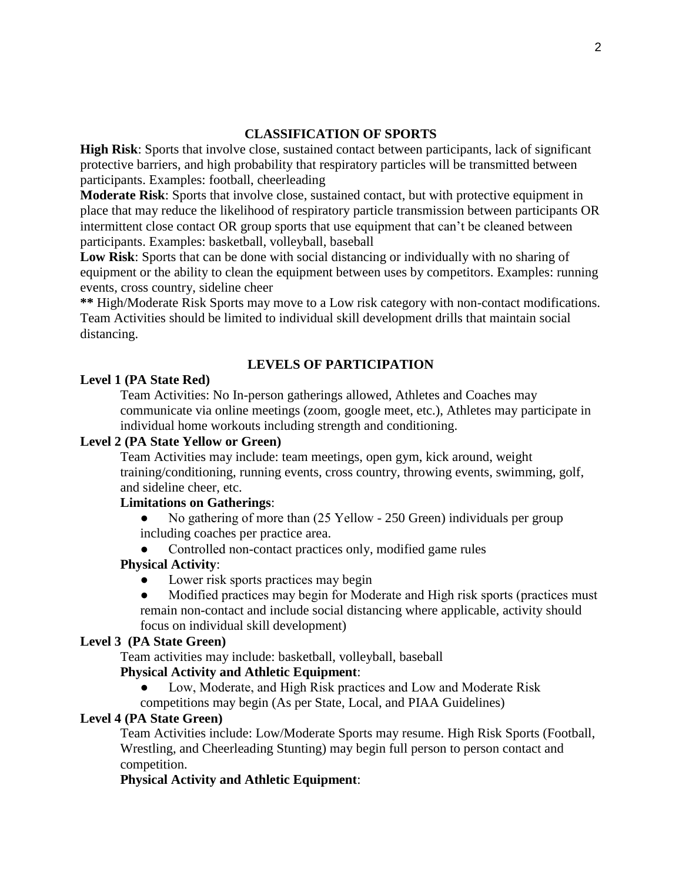## CLASSIFICATION OF SPORTS

**High Risk**: Sports that involve close, sustained contact between participants, lack of significant protective barriers, and high probability that respiratory particles will be transmitted between participants. Examples: football, cheerleading

**Moderate Risk**: Sports that involve close, sustained contact, but with protective equipment in place that may reduce the likelihood of respiratory particle transmission between participants OR intermittent close contact OR group sports that use equipment that can't be cleaned between participants. Examples: basketball, volleyball, baseball

**Low Risk**: Sports that can be done with social distancing or individually with no sharing of equipment or the ability to clean the equipment between uses by competitors. Examples: running events, cross country, sideline cheer

**\*\*** High/Moderate Risk Sports may move to a Low risk category with non-contact modifications. Team Activities should be limited to individual skill development drills that maintain social distancing.

## LEVELS OF PARTICIPATION

**Level 1 (PA State Red)**

Team Activities: No In-person gatherings allowed, Athletes and Coaches may communicate via online meetings (zoom, google meet, etc.), Athletes may participate in individual home workouts including strength and conditioning.

**Level 2 (PA State Yellow or Green)**

Team Activities may include: team meetings, open gym, kick around, weight training/conditioning, running events, cross country, throwing events, swimming, golf, and sideline cheer, etc.

**Limitations on Gatherings**:

- No gathering of more than (25 Yellow - 250 Green) individuals per group including coaches per practice area.
- Controlled non-contact practices only, modified game rules

**Physical Activity**:

- Lower risk sports practices may begin
- Modified practices may begin for Moderate and High risk sports (practices must remain non-contact and include social distancing where applicable, activity should focus on individual skill development)

**Level 3 (PA State Green)**

Team activities may include: basketball, volleyball, baseball

**Physical Activity and Athletic Equipment**:

- Low, Moderate, and High Risk practices and Low and Moderate Risk competitions may begin (As per State, Local, and PIAA Guidelines)

**Level 4 (PA State Green)**

Team Activities include: Low/Moderate Sports may resume. High Risk Sports (Football, Wrestling, and Cheerleading Stunting) may begin full person to person contact and competition.

**Physical Activity and Athletic Equipment**: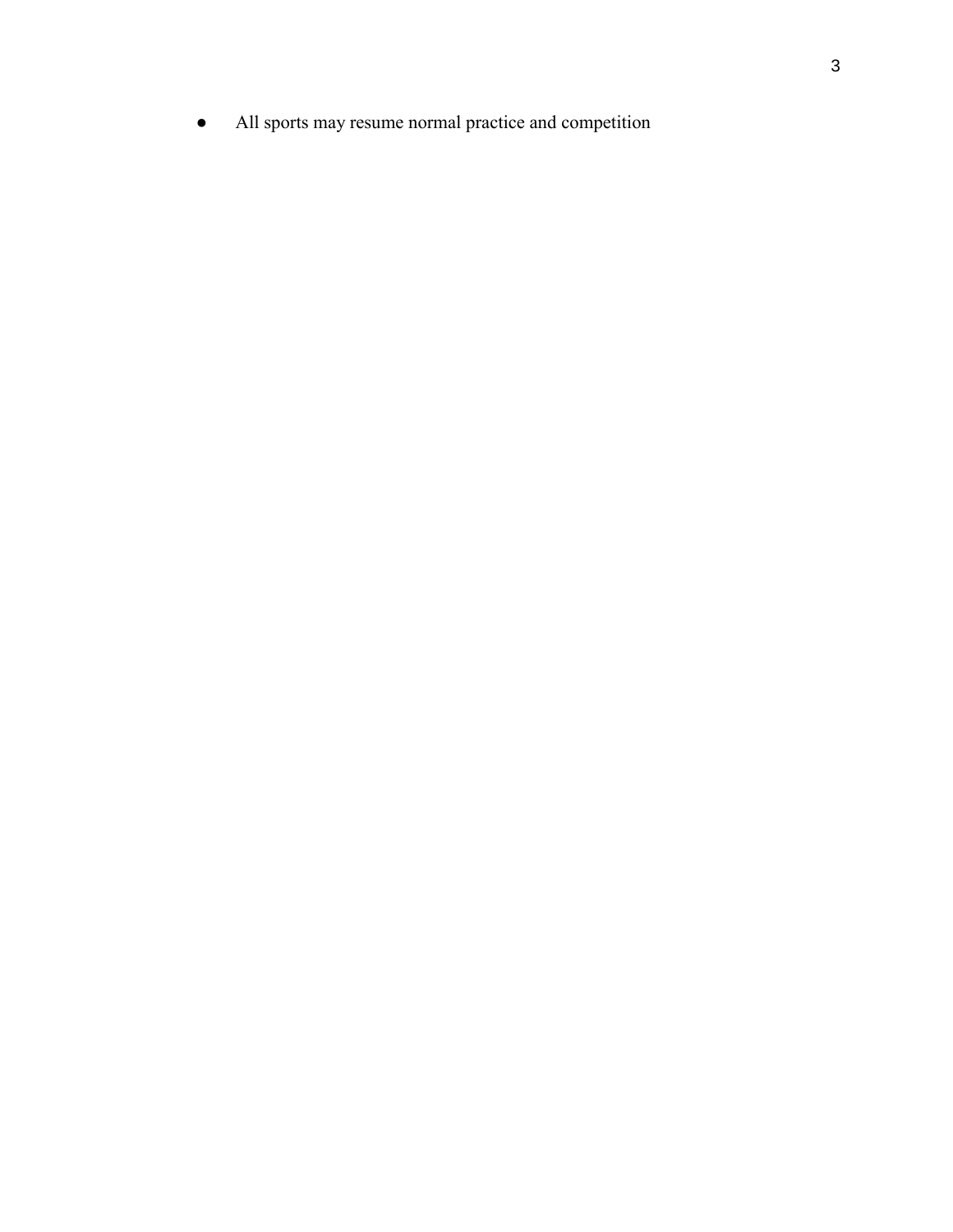- All sports may resume normal practice and competition